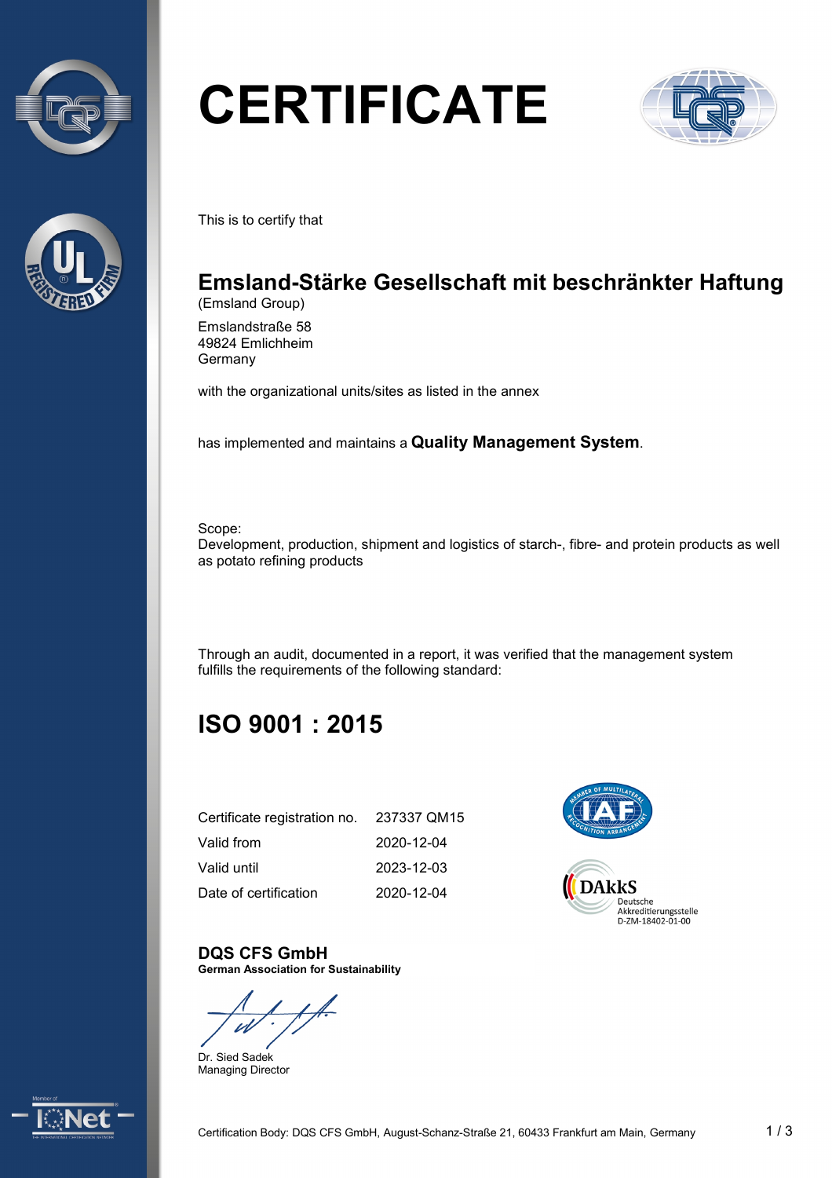# CERTIFICATE

This is to certify that

## Emsland-Stärke Gesellschaft mit beschränkter Haftung

(Emsland Group)

Emslandstraße 58
49824 Emlichheim
Germany

with the organizational units/sites as listed in the annex

has implemented and maintains a **Quality Management System**.

Scope:
Development, production, shipment and logistics of starch-, fibre- and protein products as well as potato refining products

Through an audit, documented in a report, it was verified that the management system fulfills the requirements of the following standard:

## ISO 9001 : 2015

| | |
|---|---|
| Certificate registration no. | 237337 QM15 |
| Valid from | 2020-12-04 |
| Valid until | 2023-12-03 |
| Date of certification | 2020-12-04 |

DAkkS Deutsche Akkreditierungsstelle D-ZM-18402-01-00

**DQS CFS GmbH**
**German Association for Sustainability**

Dr. Sied Sadek
Managing Director

Certification Body: DQS CFS GmbH, August-Schanz-Straße 21, 60433 Frankfurt am Main, Germany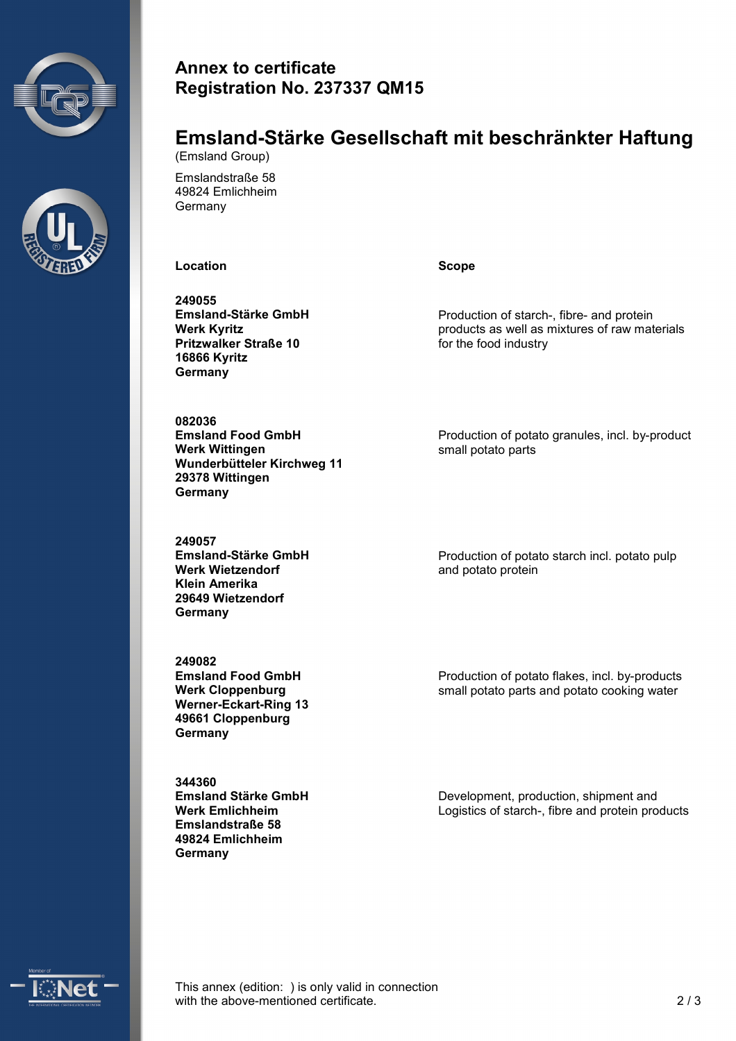**Annex to certificate**
**Registration No. 237337 QM15**

# Emsland-Stärke Gesellschaft mit beschränkter Haftung

(Emsland Group)

Emslandstraße 58
49824 Emlichheim
Germany

| Location | Scope |
|---|---|
| **249055**<br>**Emsland-Stärke GmbH**<br>**Werk Kyritz**<br>**Pritzwalker Straße 10**<br>**16866 Kyritz**<br>**Germany** | Production of starch-, fibre- and protein products as well as mixtures of raw materials for the food industry |
| **082036**<br>**Emsland Food GmbH**<br>**Werk Wittingen**<br>**Wunderbütteler Kirchweg 11**<br>**29378 Wittingen**<br>**Germany** | Production of potato granules, incl. by-product small potato parts |
| **249057**<br>**Emsland-Stärke GmbH**<br>**Werk Wietzendorf**<br>**Klein Amerika**<br>**29649 Wietzendorf**<br>**Germany** | Production of potato starch incl. potato pulp and potato protein |
| **249082**<br>**Emsland Food GmbH**<br>**Werk Cloppenburg**<br>**Werner-Eckart-Ring 13**<br>**49661 Cloppenburg**<br>**Germany** | Production of potato flakes, incl. by-products small potato parts and potato cooking water |
| **344360**<br>**Emsland Stärke GmbH**<br>**Werk Emlichheim**<br>**Emslandstraße 58**<br>**49824 Emlichheim**<br>**Germany** | Development, production, shipment and Logistics of starch-, fibre and protein products |

This annex (edition: ) is only valid in connection with the above-mentioned certificate.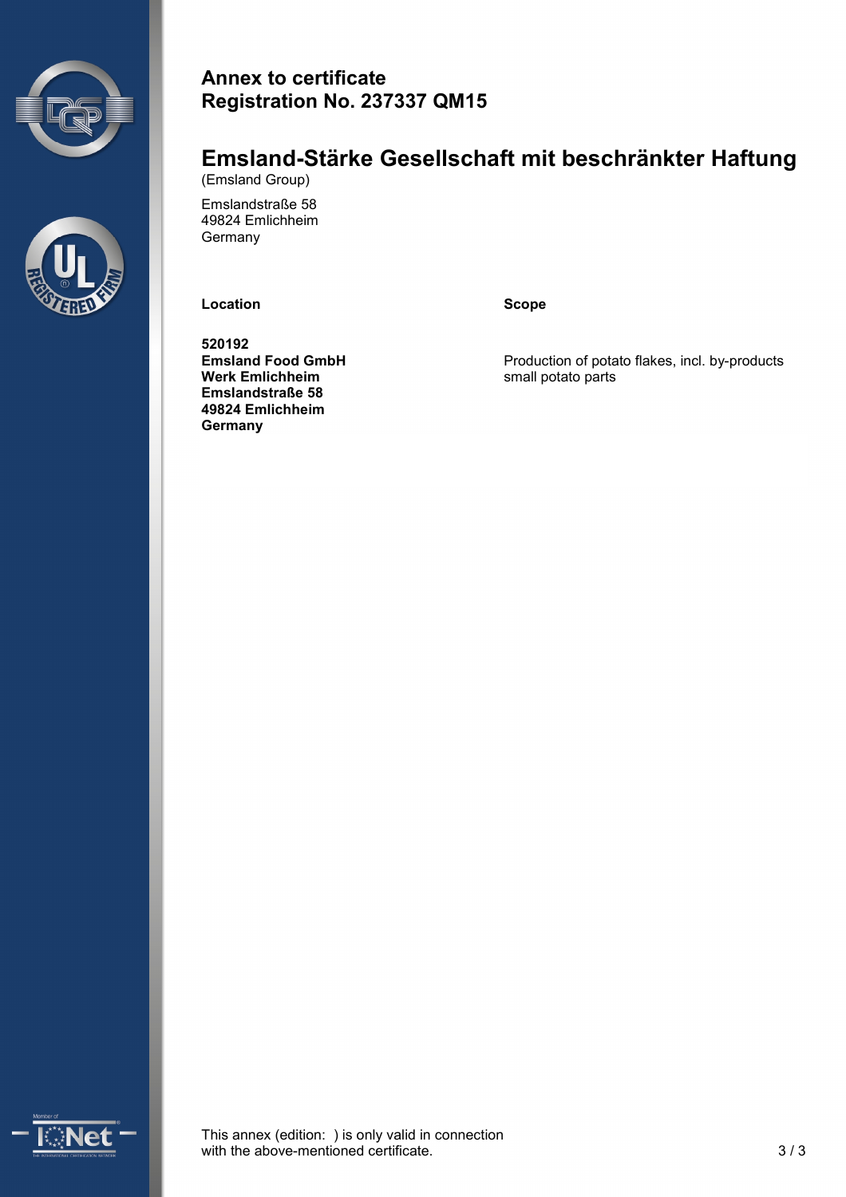**Annex to certificate**
**Registration No. 237337 QM15**

# Emsland-Stärke Gesellschaft mit beschränkter Haftung

(Emsland Group)

Emslandstraße 58
49824 Emlichheim
Germany

| Location | Scope |
|---|---|
| **520192**<br>**Emsland Food GmbH**<br>**Werk Emlichheim**<br>**Emslandstraße 58**<br>**49824 Emlichheim**<br>**Germany** | Production of potato flakes, incl. by-products small potato parts |

This annex (edition: ) is only valid in connection with the above-mentioned certificate.